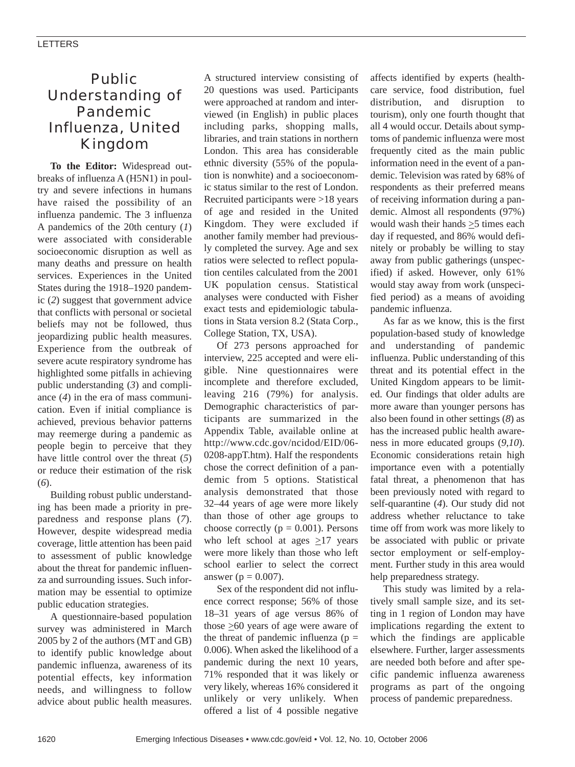# Public Understanding of Pandemic Influenza, United Kingdom

**To the Editor:** Widespread outbreaks of influenza A (H5N1) in poultry and severe infections in humans have raised the possibility of an influenza pandemic. The 3 influenza A pandemics of the 20th century (*1*) were associated with considerable socioeconomic disruption as well as many deaths and pressure on health services. Experiences in the United States during the 1918–1920 pandemic (*2*) suggest that government advice that conflicts with personal or societal beliefs may not be followed, thus jeopardizing public health measures. Experience from the outbreak of severe acute respiratory syndrome has highlighted some pitfalls in achieving public understanding (*3*) and compliance (*4*) in the era of mass communication. Even if initial compliance is achieved, previous behavior patterns may reemerge during a pandemic as people begin to perceive that they have little control over the threat (*5*) or reduce their estimation of the risk (*6*).

Building robust public understanding has been made a priority in preparedness and response plans (*7*). However, despite widespread media coverage, little attention has been paid to assessment of public knowledge about the threat for pandemic influenza and surrounding issues. Such information may be essential to optimize public education strategies.

A questionnaire-based population survey was administered in March 2005 by 2 of the authors (MT and GB) to identify public knowledge about pandemic influenza, awareness of its potential effects, key information needs, and willingness to follow advice about public health measures. A structured interview consisting of 20 questions was used. Participants were approached at random and interviewed (in English) in public places including parks, shopping malls, libraries, and train stations in northern London. This area has considerable ethnic diversity (55% of the population is nonwhite) and a socioeconomic status similar to the rest of London. Recruited participants were >18 years of age and resided in the United Kingdom. They were excluded if another family member had previously completed the survey. Age and sex ratios were selected to reflect population centiles calculated from the 2001 UK population census. Statistical analyses were conducted with Fisher exact tests and epidemiologic tabulations in Stata version 8.2 (Stata Corp., College Station, TX, USA).

Of 273 persons approached for interview, 225 accepted and were eligible. Nine questionnaires were incomplete and therefore excluded, leaving 216 (79%) for analysis. Demographic characteristics of participants are summarized in the Appendix Table, available online at http://www.cdc.gov/ncidod/EID/06-0208-appT.htm). Half the respondents chose the correct definition of a pandemic from 5 options. Statistical analysis demonstrated that those 32–44 years of age were more likely than those of other age groups to choose correctly ($p = 0.001$). Persons who left school at ages $\geq$17 years were more likely than those who left school earlier to select the correct answer ($p = 0.007$).

Sex of the respondent did not influence correct response; 56% of those 18–31 years of age versus 86% of those $\geq$60 years of age were aware of the threat of pandemic influenza ($p = 0.006$). When asked the likelihood of a pandemic during the next 10 years, 71% responded that it was likely or very likely, whereas 16% considered it unlikely or very unlikely. When offered a list of 4 possible negative affects identified by experts (healthcare service, food distribution, fuel distribution, and disruption to tourism), only one fourth thought that all 4 would occur. Details about symptoms of pandemic influenza were most frequently cited as the main public information need in the event of a pandemic. Television was rated by 68% of respondents as their preferred means of receiving information during a pandemic. Almost all respondents (97%) would wash their hands $\geq$5 times each day if requested, and 86% would definitely or probably be willing to stay away from public gatherings (unspecified) if asked. However, only 61% would stay away from work (unspecified period) as a means of avoiding pandemic influenza.

As far as we know, this is the first population-based study of knowledge and understanding of pandemic influenza. Public understanding of this threat and its potential effect in the United Kingdom appears to be limited. Our findings that older adults are more aware than younger persons has also been found in other settings (*8*) as has the increased public health awareness in more educated groups (*9*,*10*). Economic considerations retain high importance even with a potentially fatal threat, a phenomenon that has been previously noted with regard to self-quarantine (*4*). Our study did not address whether reluctance to take time off from work was more likely to be associated with public or private sector employment or self-employment. Further study in this area would help preparedness strategy.

This study was limited by a relatively small sample size, and its setting in 1 region of London may have implications regarding the extent to which the findings are applicable elsewhere. Further, larger assessments are needed both before and after specific pandemic influenza awareness programs as part of the ongoing process of pandemic preparedness.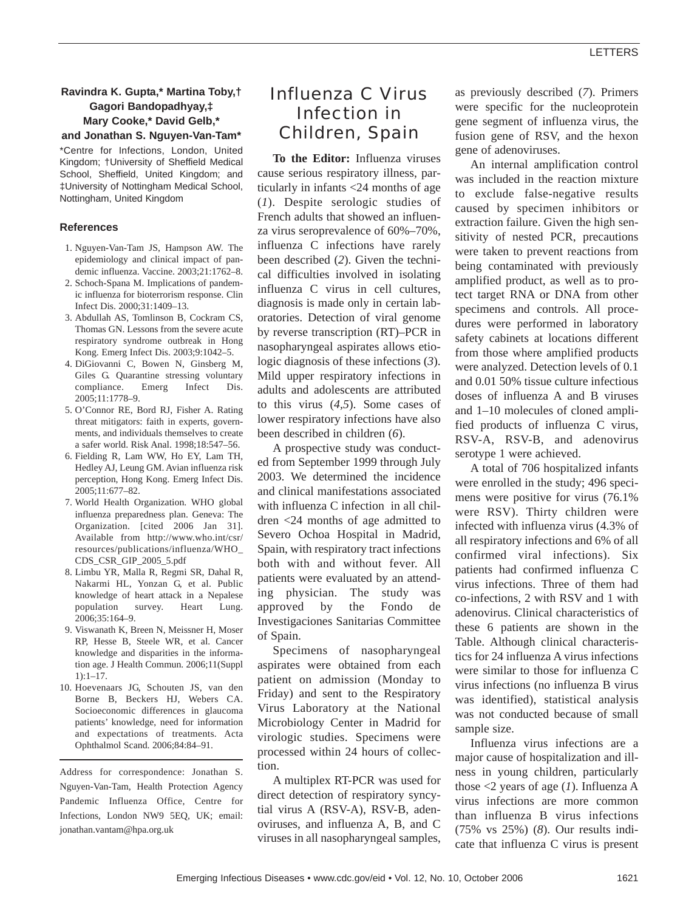**Ravindra K. Gupta,\* Martina Toby,† Gagori Bandopadhyay,‡ Mary Cooke,\* David Gelb,\* and Jonathan S. Nguyen-Van-Tam\***

\*Centre for Infections, London, United Kingdom; †University of Sheffield Medical School, Sheffield, United Kingdom; and ‡University of Nottingham Medical School, Nottingham, United Kingdom

### References

1. Nguyen-Van-Tam JS, Hampson AW. The epidemiology and clinical impact of pandemic influenza. Vaccine. 2003;21:1762–8.
2. Schoch-Spana M. Implications of pandemic influenza for bioterrorism response. Clin Infect Dis. 2000;31:1409–13.
3. Abdullah AS, Tomlinson B, Cockram CS, Thomas GN. Lessons from the severe acute respiratory syndrome outbreak in Hong Kong. Emerg Infect Dis. 2003;9:1042–5.
4. DiGiovanni C, Bowen N, Ginsberg M, Giles G. Quarantine stressing voluntary compliance. Emerg Infect Dis. 2005;11:1778–9.
5. O'Connor RE, Bord RJ, Fisher A. Rating threat mitigators: faith in experts, governments, and individuals themselves to create a safer world. Risk Anal. 1998;18:547–56.
6. Fielding R, Lam WW, Ho EY, Lam TH, Hedley AJ, Leung GM. Avian influenza risk perception, Hong Kong. Emerg Infect Dis. 2005;11:677–82.
7. World Health Organization. WHO global influenza preparedness plan. Geneva: The Organization. [cited 2006 Jan 31]. Available from http://www.who.int/csr/resources/publications/influenza/WHO_CDS_CSR_GIP_2005_5.pdf
8. Limbu YR, Malla R, Regmi SR, Dahal R, Nakarmi HL, Yonzan G, et al. Public knowledge of heart attack in a Nepalese population survey. Heart Lung. 2006;35:164–9.
9. Viswanath K, Breen N, Meissner H, Moser RP, Hesse B, Steele WR, et al. Cancer knowledge and disparities in the information age. J Health Commun. 2006;11(Suppl 1):1–17.
10. Hoevenaars JG, Schouten JS, van den Borne B, Beckers HJ, Webers CA. Socioeconomic differences in glaucoma patients' knowledge, need for information and expectations of treatments. Acta Ophthalmol Scand. 2006;84:84–91.

Address for correspondence: Jonathan S. Nguyen-Van-Tam, Health Protection Agency Pandemic Influenza Office, Centre for Infections, London NW9 5EQ, UK; email: jonathan.vantam@hpa.org.uk

# Influenza C Virus Infection in Children, Spain

**To the Editor:** Influenza viruses cause serious respiratory illness, particularly in infants <24 months of age (*1*). Despite serologic studies of French adults that showed an influenza virus seroprevalence of 60%–70%, influenza C infections have rarely been described (*2*). Given the technical difficulties involved in isolating influenza C virus in cell cultures, diagnosis is made only in certain laboratories. Detection of viral genome by reverse transcription (RT)–PCR in nasopharyngeal aspirates allows etiologic diagnosis of these infections (*3*). Mild upper respiratory infections in adults and adolescents are attributed to this virus (*4,5*). Some cases of lower respiratory infections have also been described in children (*6*).

A prospective study was conducted from September 1999 through July 2003. We determined the incidence and clinical manifestations associated with influenza C infection in all children <24 months of age admitted to Severo Ochoa Hospital in Madrid, Spain, with respiratory tract infections both with and without fever. All patients were evaluated by an attending physician. The study was approved by the Fondo de Investigaciones Sanitarias Committee of Spain.

Specimens of nasopharyngeal aspirates were obtained from each patient on admission (Monday to Friday) and sent to the Respiratory Virus Laboratory at the National Microbiology Center in Madrid for virologic studies. Specimens were processed within 24 hours of collection.

A multiplex RT-PCR was used for direct detection of respiratory syncytial virus A (RSV-A), RSV-B, adenoviruses, and influenza A, B, and C viruses in all nasopharyngeal samples, as previously described (*7*). Primers were specific for the nucleoprotein gene segment of influenza virus, the fusion gene of RSV, and the hexon gene of adenoviruses.

An internal amplification control was included in the reaction mixture to exclude false-negative results caused by specimen inhibitors or extraction failure. Given the high sensitivity of nested PCR, precautions were taken to prevent reactions from being contaminated with previously amplified product, as well as to protect target RNA or DNA from other specimens and controls. All procedures were performed in laboratory safety cabinets at locations different from those where amplified products were analyzed. Detection levels of 0.1 and 0.01 50% tissue culture infectious doses of influenza A and B viruses and 1–10 molecules of cloned amplified products of influenza C virus, RSV-A, RSV-B, and adenovirus serotype 1 were achieved.

A total of 706 hospitalized infants were enrolled in the study; 496 specimens were positive for virus (76.1% were RSV). Thirty children were infected with influenza virus (4.3% of all respiratory infections and 6% of all confirmed viral infections). Six patients had confirmed influenza C virus infections. Three of them had co-infections, 2 with RSV and 1 with adenovirus. Clinical characteristics of these 6 patients are shown in the Table. Although clinical characteristics for 24 influenza A virus infections were similar to those for influenza C virus infections (no influenza B virus was identified), statistical analysis was not conducted because of small sample size.

Influenza virus infections are a major cause of hospitalization and illness in young children, particularly those <2 years of age (*1*). Influenza A virus infections are more common than influenza B virus infections (75% vs 25%) (*8*). Our results indicate that influenza C virus is present